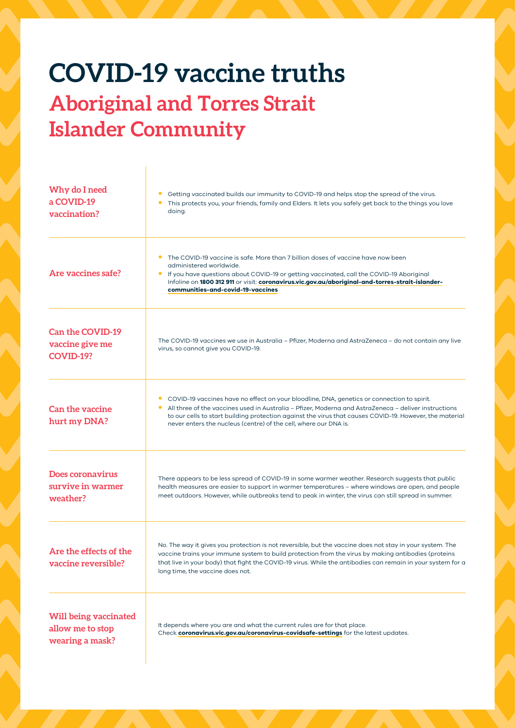# COVID-19 vaccine truths

## Aboriginal and Torres Strait Islander Community

### Why do I need a COVID-19 vaccination?

- Getting vaccinated builds our immunity to COVID-19 and helps stop the spread of the virus.
- This protects you, your friends, family and Elders. It lets you safely get back to the things you love doing.

### Are vaccines safe?

- The COVID-19 vaccine is safe. More than 7 billion doses of vaccine have now been administered worldwide.
- If you have questions about COVID-19 or getting vaccinated, call the COVID-19 Aboriginal Infoline on **1800 312 911** or visit: **coronavirus.vic.gov.au/aboriginal-and-torres-strait-islander-communities-and-covid-19-vaccines**

### Can the COVID-19 vaccine give me COVID-19?

The COVID-19 vaccines we use in Australia – Pfizer, Moderna and AstraZeneca – do not contain any live virus, so cannot give you COVID-19.

### Can the vaccine hurt my DNA?

- COVID-19 vaccines have no effect on your bloodline, DNA, genetics or connection to spirit.
- All three of the vaccines used in Australia – Pfizer, Moderna and AstraZeneca – deliver instructions to our cells to start building protection against the virus that causes COVID-19. However, the material never enters the nucleus (centre) of the cell, where our DNA is.

### Does coronavirus survive in warmer weather?

There appears to be less spread of COVID-19 in some warmer weather. Research suggests that public health measures are easier to support in warmer temperatures – where windows are open, and people meet outdoors. However, while outbreaks tend to peak in winter, the virus can still spread in summer.

### Are the effects of the vaccine reversible?

No. The way it gives you protection is not reversible, but the vaccine does not stay in your system. The vaccine trains your immune system to build protection from the virus by making antibodies (proteins that live in your body) that fight the COVID-19 virus. While the antibodies can remain in your system for a long time, the vaccine does not.

### Will being vaccinated allow me to stop wearing a mask?

It depends where you are and what the current rules are for that place.
Check **coronavirus.vic.gov.au/coronavirus-covidsafe-settings** for the latest updates.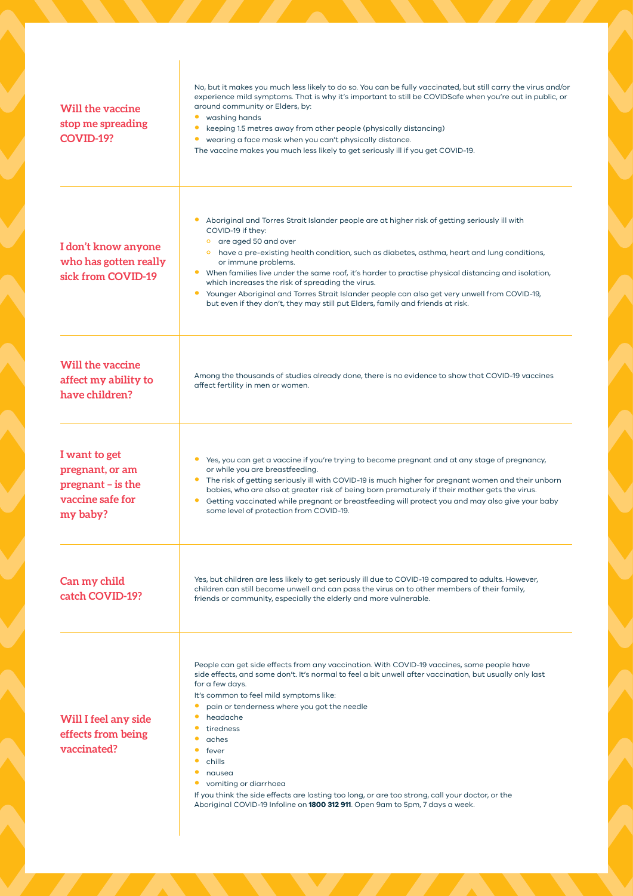## Will the vaccine stop me spreading COVID-19?

No, but it makes you much less likely to do so. You can be fully vaccinated, but still carry the virus and/or experience mild symptoms. That is why it's important to still be COVIDSafe when you're out in public, or around community or Elders, by:

- washing hands
- keeping 1.5 metres away from other people (physically distancing)
- wearing a face mask when you can't physically distance.

The vaccine makes you much less likely to get seriously ill if you get COVID-19.

## I don't know anyone who has gotten really sick from COVID-19

- Aboriginal and Torres Strait Islander people are at higher risk of getting seriously ill with COVID-19 if they:
  - are aged 50 and over
  - have a pre-existing health condition, such as diabetes, asthma, heart and lung conditions, or immune problems.
- When families live under the same roof, it's harder to practise physical distancing and isolation, which increases the risk of spreading the virus.
- Younger Aboriginal and Torres Strait Islander people can also get very unwell from COVID-19, but even if they don't, they may still put Elders, family and friends at risk.

## Will the vaccine affect my ability to have children?

Among the thousands of studies already done, there is no evidence to show that COVID-19 vaccines affect fertility in men or women.

## I want to get pregnant, or am pregnant – is the vaccine safe for my baby?

- Yes, you can get a vaccine if you're trying to become pregnant and at any stage of pregnancy, or while you are breastfeeding.
- The risk of getting seriously ill with COVID-19 is much higher for pregnant women and their unborn babies, who are also at greater risk of being born prematurely if their mother gets the virus.
- Getting vaccinated while pregnant or breastfeeding will protect you and may also give your baby some level of protection from COVID-19.

## Can my child catch COVID-19?

Yes, but children are less likely to get seriously ill due to COVID-19 compared to adults. However, children can still become unwell and can pass the virus on to other members of their family, friends or community, especially the elderly and more vulnerable.

## Will I feel any side effects from being vaccinated?

People can get side effects from any vaccination. With COVID-19 vaccines, some people have side effects, and some don't. It's normal to feel a bit unwell after vaccination, but usually only last for a few days.

It's common to feel mild symptoms like:

- pain or tenderness where you got the needle
- headache
- tiredness
- aches
- fever
- chills
- nausea
- vomiting or diarrhoea

If you think the side effects are lasting too long, or are too strong, call your doctor, or the Aboriginal COVID-19 Infoline on **1800 312 911**. Open 9am to 5pm, 7 days a week.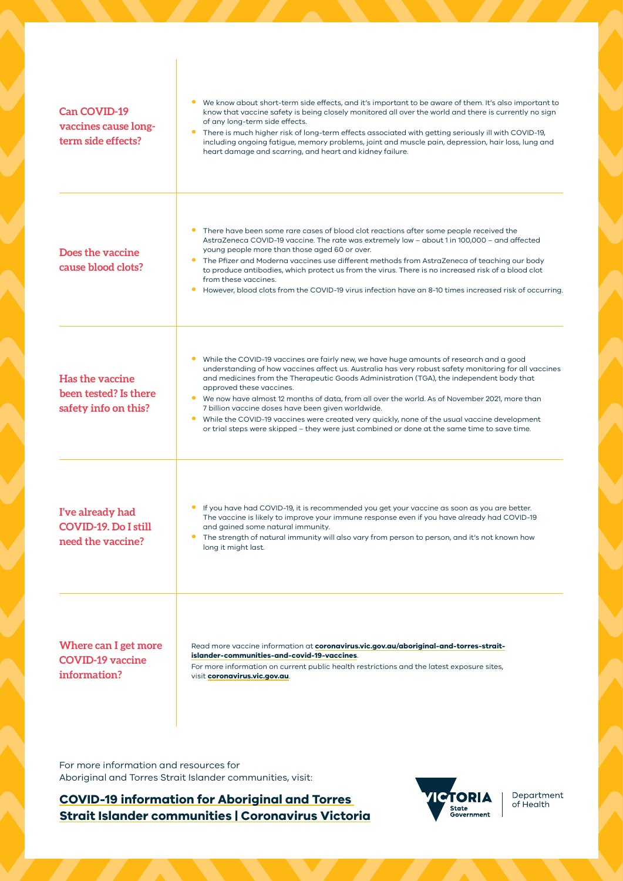## Can COVID-19 vaccines cause long-term side effects?

- We know about short-term side effects, and it's important to be aware of them. It's also important to know that vaccine safety is being closely monitored all over the world and there is currently no sign of any long-term side effects.
- There is much higher risk of long-term effects associated with getting seriously ill with COVID-19, including ongoing fatigue, memory problems, joint and muscle pain, depression, hair loss, lung and heart damage and scarring, and heart and kidney failure.

## Does the vaccine cause blood clots?

- There have been some rare cases of blood clot reactions after some people received the AstraZeneca COVID-19 vaccine. The rate was extremely low – about 1 in 100,000 – and affected young people more than those aged 60 or over.
- The Pfizer and Moderna vaccines use different methods from AstraZeneca of teaching our body to produce antibodies, which protect us from the virus. There is no increased risk of a blood clot from these vaccines.
- However, blood clots from the COVID-19 virus infection have an 8-10 times increased risk of occurring.

## Has the vaccine been tested? Is there safety info on this?

- While the COVID-19 vaccines are fairly new, we have huge amounts of research and a good understanding of how vaccines affect us. Australia has very robust safety monitoring for all vaccines and medicines from the Therapeutic Goods Administration (TGA), the independent body that approved these vaccines.
- We now have almost 12 months of data, from all over the world. As of November 2021, more than 7 billion vaccine doses have been given worldwide.
- While the COVID-19 vaccines were created very quickly, none of the usual vaccine development or trial steps were skipped – they were just combined or done at the same time to save time.

## I've already had COVID-19. Do I still need the vaccine?

- If you have had COVID-19, it is recommended you get your vaccine as soon as you are better. The vaccine is likely to improve your immune response even if you have already had COVID-19 and gained some natural immunity.
- The strength of natural immunity will also vary from person to person, and it's not known how long it might last.

## Where can I get more COVID-19 vaccine information?

Read more vaccine information at **coronavirus.vic.gov.au/aboriginal-and-torres-strait-islander-communities-and-covid-19-vaccines**.

For more information on current public health restrictions and the latest exposure sites, visit **coronavirus.vic.gov.au**.

For more information and resources for Aboriginal and Torres Strait Islander communities, visit:

**COVID-19 information for Aboriginal and Torres Strait Islander communities | Coronavirus Victoria**

Victoria State Government | Department of Health